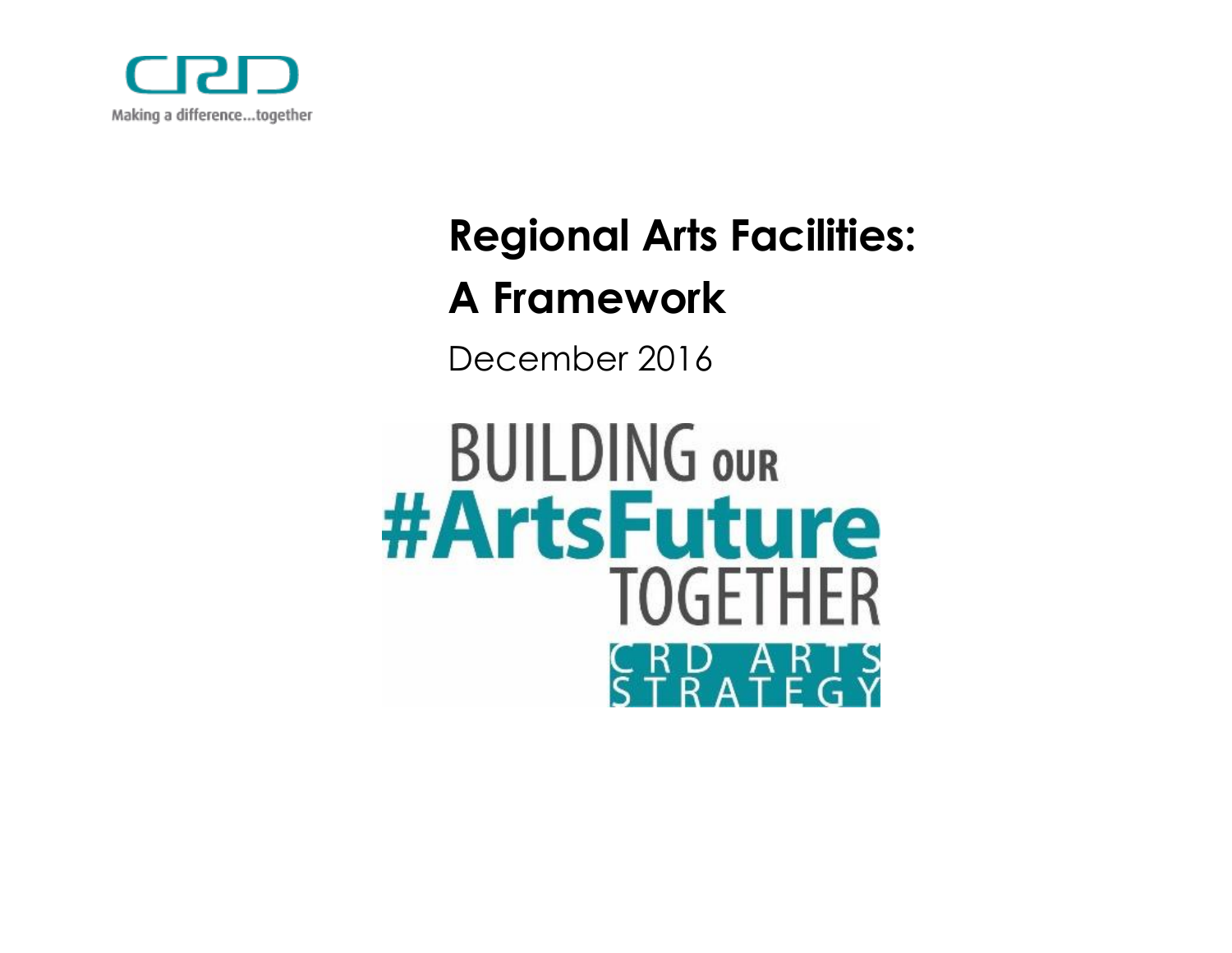CRD

Making a difference...together

# Regional Arts Facilities: A Framework

December 2016

BUILDING OUR #ArtsFuture TOGETHER

CRD ARTS STRATEGY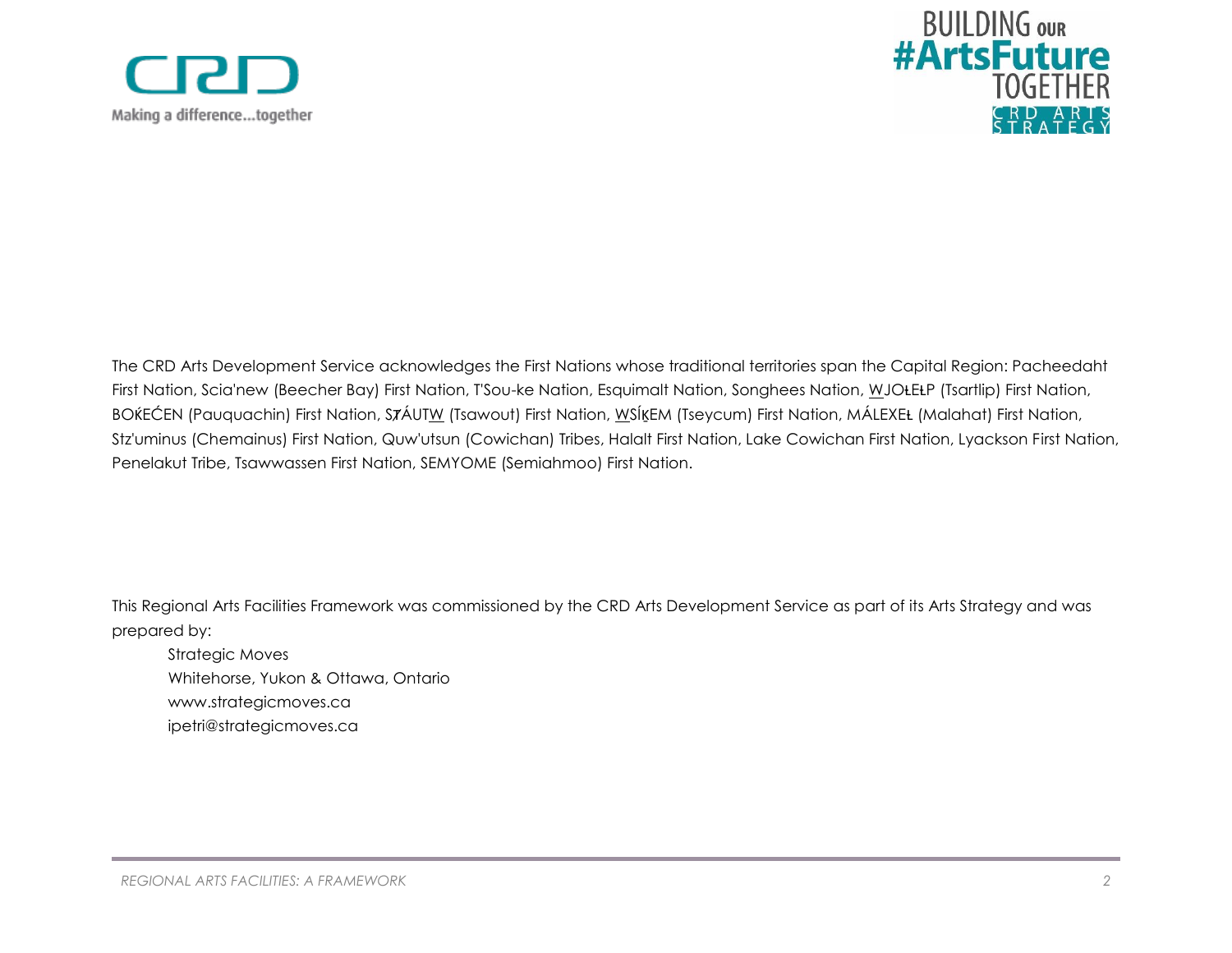The CRD Arts Development Service acknowledges the First Nations whose traditional territories span the Capital Region: Pacheedaht First Nation, Scia'new (Beecher Bay) First Nation, T'Sou-ke Nation, Esquimalt Nation, Songhees Nation, W̱JOȽEȽP (Tsartlip) First Nation, BOḰEĆEN (Pauquachin) First Nation, SȾÁUTW̱ (Tsawout) First Nation, W̱SÍḴEM (Tseycum) First Nation, MÁLEXEȽ (Malahat) First Nation, Stz'uminus (Chemainus) First Nation, Quw'utsun (Cowichan) Tribes, Halalt First Nation, Lake Cowichan First Nation, Lyackson First Nation, Penelakut Tribe, Tsawwassen First Nation, SEMYOME (Semiahmoo) First Nation.

This Regional Arts Facilities Framework was commissioned by the CRD Arts Development Service as part of its Arts Strategy and was prepared by:

Strategic Moves
Whitehorse, Yukon & Ottawa, Ontario
www.strategicmoves.ca
ipetri@strategicmoves.ca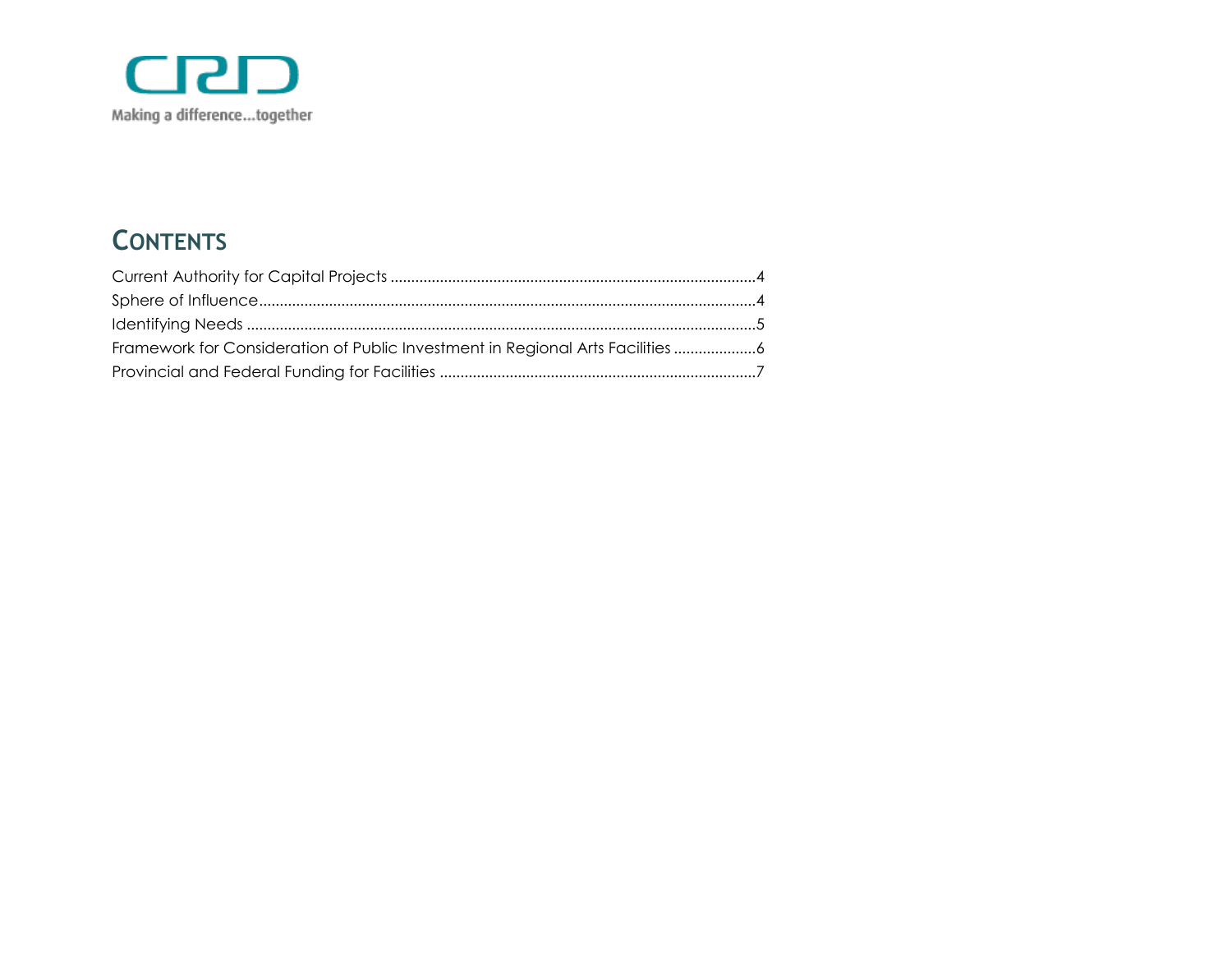Making a difference...together

## CONTENTS

Current Authority for Capital Projects ........................................................................................4
Sphere of Influence........................................................................................................................4
Identifying Needs ..........................................................................................................................5
Framework for Consideration of Public Investment in Regional Arts Facilities ....................6
Provincial and Federal Funding for Facilities ............................................................................7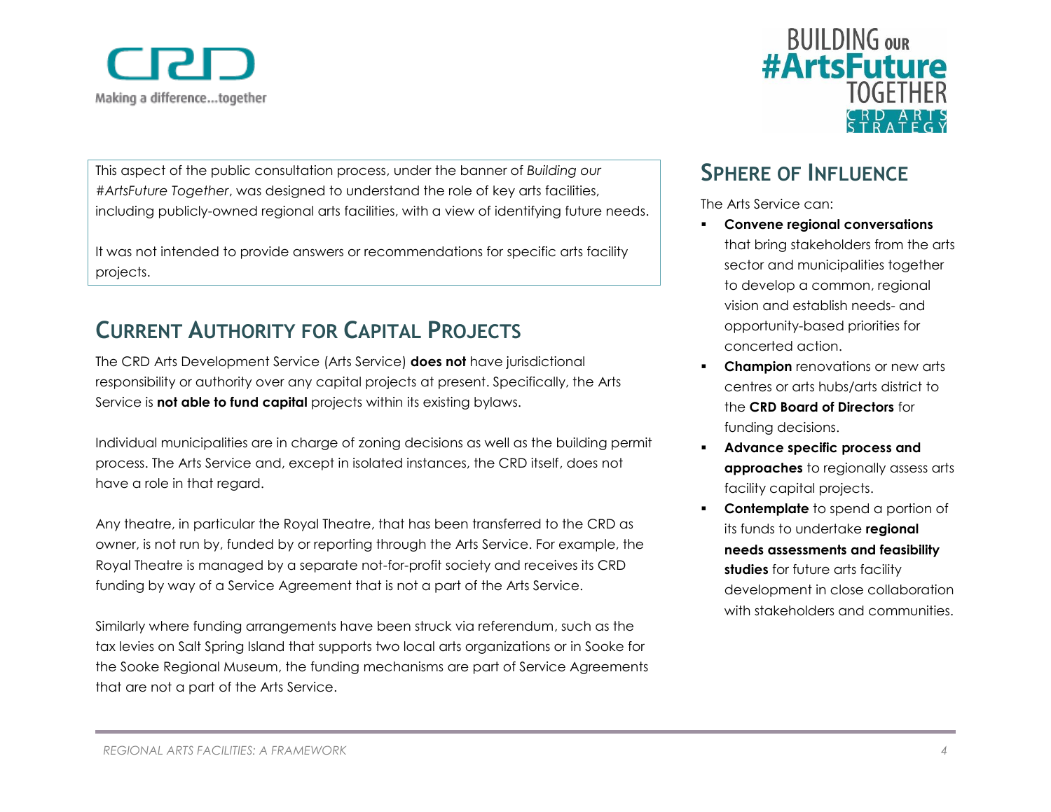This aspect of the public consultation process, under the banner of *Building our #ArtsFuture Together*, was designed to understand the role of key arts facilities, including publicly-owned regional arts facilities, with a view of identifying future needs.

It was not intended to provide answers or recommendations for specific arts facility projects.

## Current Authority for Capital Projects

The CRD Arts Development Service (Arts Service) **does not** have jurisdictional responsibility or authority over any capital projects at present. Specifically, the Arts Service is **not able to fund capital** projects within its existing bylaws.

Individual municipalities are in charge of zoning decisions as well as the building permit process. The Arts Service and, except in isolated instances, the CRD itself, does not have a role in that regard.

Any theatre, in particular the Royal Theatre, that has been transferred to the CRD as owner, is not run by, funded by or reporting through the Arts Service. For example, the Royal Theatre is managed by a separate not-for-profit society and receives its CRD funding by way of a Service Agreement that is not a part of the Arts Service.

Similarly where funding arrangements have been struck via referendum, such as the tax levies on Salt Spring Island that supports two local arts organizations or in Sooke for the Sooke Regional Museum, the funding mechanisms are part of Service Agreements that are not a part of the Arts Service.

## Sphere of Influence

The Arts Service can:

- **Convene regional conversations** that bring stakeholders from the arts sector and municipalities together to develop a common, regional vision and establish needs- and opportunity-based priorities for concerted action.
- **Champion** renovations or new arts centres or arts hubs/arts district to the **CRD Board of Directors** for funding decisions.
- **Advance specific process and approaches** to regionally assess arts facility capital projects.
- **Contemplate** to spend a portion of its funds to undertake **regional needs assessments and feasibility studies** for future arts facility development in close collaboration with stakeholders and communities.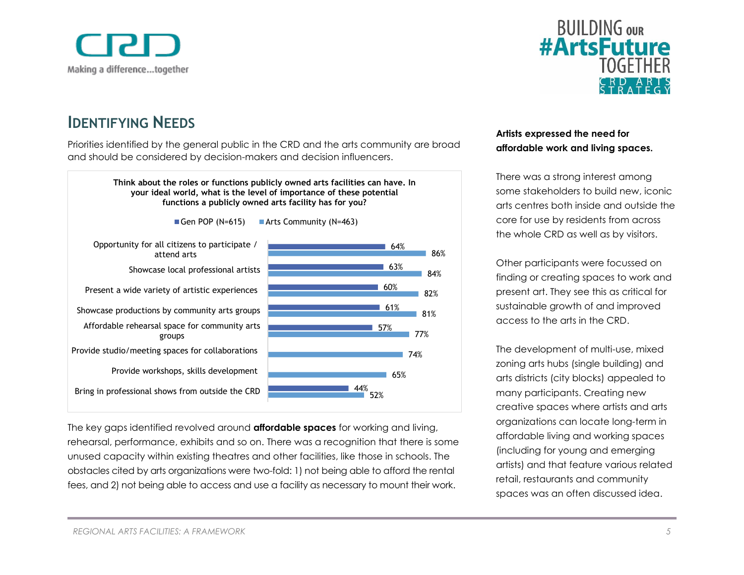## IDENTIFYING NEEDS

Priorities identified by the general public in the CRD and the arts community are broad and should be considered by decision-makers and decision influencers.

**Think about the roles or functions publicly owned arts facilities can have. In your ideal world, what is the level of importance of these potential functions a publicly owned arts facility has for you?**

| | Gen POP (N=615) | Arts Community (N=463) |
|---|---|---|
| Opportunity for all citizens to participate / attend arts | 64% | 86% |
| Showcase local professional artists | 63% | 84% |
| Present a wide variety of artistic experiences | 60% | 82% |
| Showcase productions by community arts groups | 61% | 81% |
| Affordable rehearsal space for community arts groups | 57% | 77% |
| Provide studio/meeting spaces for collaborations | | 74% |
| Provide workshops, skills development | | 65% |
| Bring in professional shows from outside the CRD | 44% | 52% |

The key gaps identified revolved around **affordable spaces** for working and living, rehearsal, performance, exhibits and so on. There was a recognition that there is some unused capacity within existing theatres and other facilities, like those in schools. The obstacles cited by arts organizations were two-fold: 1) not being able to afford the rental fees, and 2) not being able to access and use a facility as necessary to mount their work.

**Artists expressed the need for affordable work and living spaces.**

There was a strong interest among some stakeholders to build new, iconic arts centres both inside and outside the core for use by residents from across the whole CRD as well as by visitors.

Other participants were focussed on finding or creating spaces to work and present art. They see this as critical for sustainable growth of and improved access to the arts in the CRD.

The development of multi-use, mixed zoning arts hubs (single building) and arts districts (city blocks) appealed to many participants. Creating new creative spaces where artists and arts organizations can locate long-term in affordable living and working spaces (including for young and emerging artists) and that feature various related retail, restaurants and community spaces was an often discussed idea.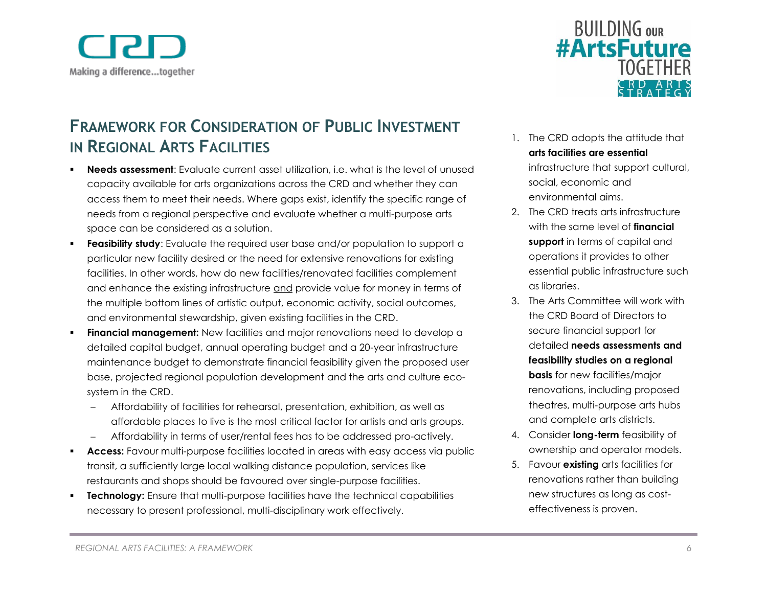## Framework for Consideration of Public Investment in Regional Arts Facilities

- **Needs assessment**: Evaluate current asset utilization, i.e. what is the level of unused capacity available for arts organizations across the CRD and whether they can access them to meet their needs. Where gaps exist, identify the specific range of needs from a regional perspective and evaluate whether a multi-purpose arts space can be considered as a solution.
- **Feasibility study**: Evaluate the required user base and/or population to support a particular new facility desired or the need for extensive renovations for existing facilities. In other words, how do new facilities/renovated facilities complement and enhance the existing infrastructure <u>and</u> provide value for money in terms of the multiple bottom lines of artistic output, economic activity, social outcomes, and environmental stewardship, given existing facilities in the CRD.
- **Financial management:** New facilities and major renovations need to develop a detailed capital budget, annual operating budget and a 20-year infrastructure maintenance budget to demonstrate financial feasibility given the proposed user base, projected regional population development and the arts and culture eco-system in the CRD.
  - Affordability of facilities for rehearsal, presentation, exhibition, as well as affordable places to live is the most critical factor for artists and arts groups.
  - Affordability in terms of user/rental fees has to be addressed pro-actively.
- **Access:** Favour multi-purpose facilities located in areas with easy access via public transit, a sufficiently large local walking distance population, services like restaurants and shops should be favoured over single-purpose facilities.
- **Technology:** Ensure that multi-purpose facilities have the technical capabilities necessary to present professional, multi-disciplinary work effectively.

1. The CRD adopts the attitude that **arts facilities are essential** infrastructure that support cultural, social, economic and environmental aims.
2. The CRD treats arts infrastructure with the same level of **financial support** in terms of capital and operations it provides to other essential public infrastructure such as libraries.
3. The Arts Committee will work with the CRD Board of Directors to secure financial support for detailed **needs assessments and feasibility studies on a regional basis** for new facilities/major renovations, including proposed theatres, multi-purpose arts hubs and complete arts districts.
4. Consider **long-term** feasibility of ownership and operator models.
5. Favour **existing** arts facilities for renovations rather than building new structures as long as cost-effectiveness is proven.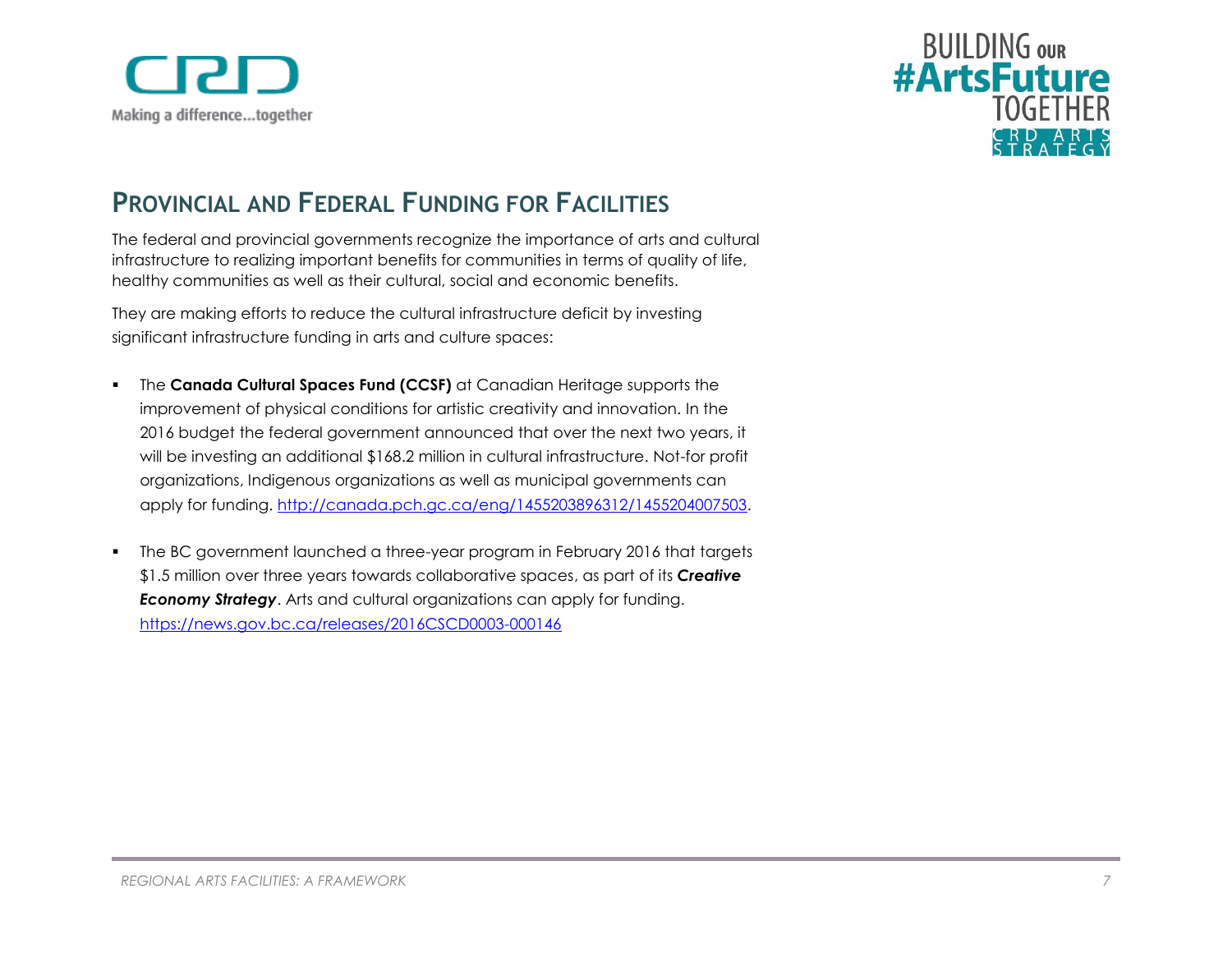## PROVINCIAL AND FEDERAL FUNDING FOR FACILITIES

The federal and provincial governments recognize the importance of arts and cultural infrastructure to realizing important benefits for communities in terms of quality of life, healthy communities as well as their cultural, social and economic benefits.

They are making efforts to reduce the cultural infrastructure deficit by investing significant infrastructure funding in arts and culture spaces:

- The **Canada Cultural Spaces Fund (CCSF)** at Canadian Heritage supports the improvement of physical conditions for artistic creativity and innovation. In the 2016 budget the federal government announced that over the next two years, it will be investing an additional $168.2 million in cultural infrastructure. Not-for profit organizations, Indigenous organizations as well as municipal governments can apply for funding. http://canada.pch.gc.ca/eng/1455203896312/1455204007503.
- The BC government launched a three-year program in February 2016 that targets $1.5 million over three years towards collaborative spaces, as part of its ***Creative Economy Strategy***. Arts and cultural organizations can apply for funding. https://news.gov.bc.ca/releases/2016CSCD0003-000146